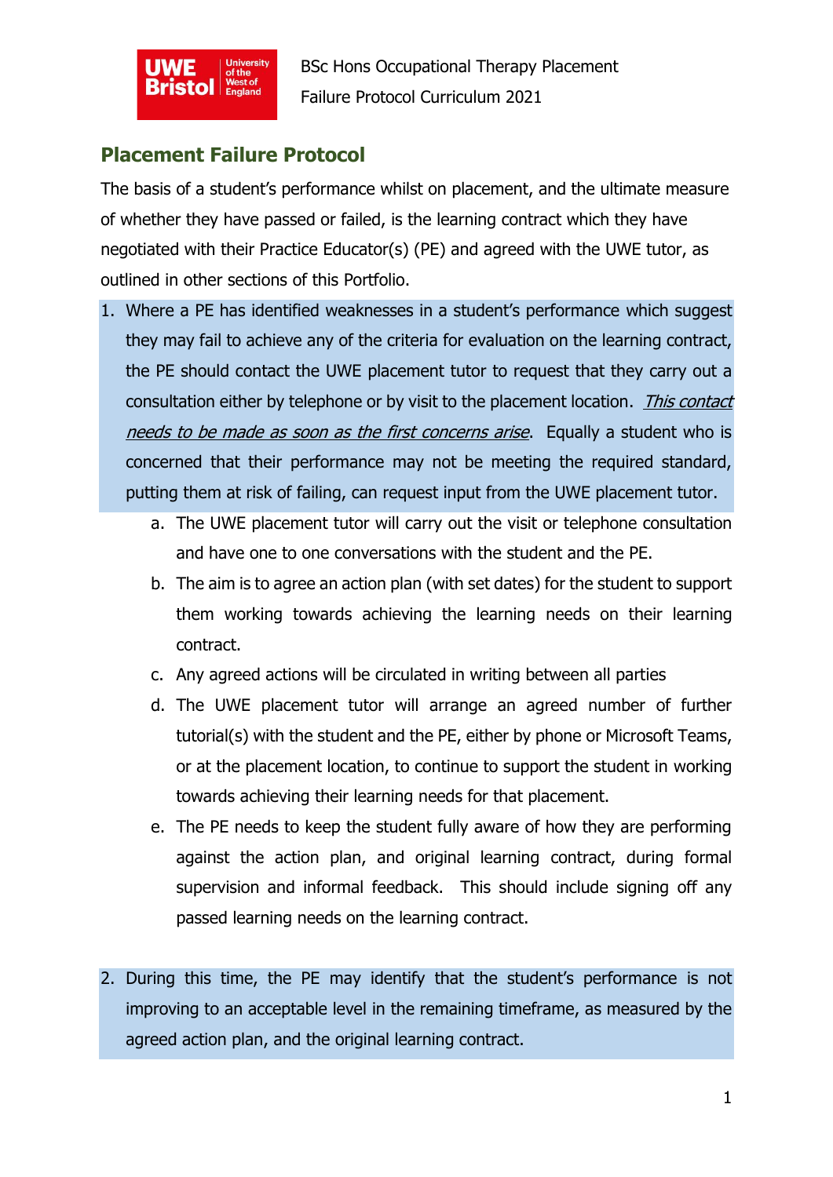## Placement Failure Protocol

The basis of a student's performance whilst on placement, and the ultimate measure of whether they have passed or failed, is the learning contract which they have negotiated with their Practice Educator(s) (PE) and agreed with the UWE tutor, as outlined in other sections of this Portfolio.

1. Where a PE has identified weaknesses in a student's performance which suggest they may fail to achieve any of the criteria for evaluation on the learning contract, the PE should contact the UWE placement tutor to request that they carry out a consultation either by telephone or by visit to the placement location. *This contact needs to be made as soon as the first concerns arise*. Equally a student who is concerned that their performance may not be meeting the required standard, putting them at risk of failing, can request input from the UWE placement tutor.
    a. The UWE placement tutor will carry out the visit or telephone consultation and have one to one conversations with the student and the PE.
    b. The aim is to agree an action plan (with set dates) for the student to support them working towards achieving the learning needs on their learning contract.
    c. Any agreed actions will be circulated in writing between all parties
    d. The UWE placement tutor will arrange an agreed number of further tutorial(s) with the student and the PE, either by phone or Microsoft Teams, or at the placement location, to continue to support the student in working towards achieving their learning needs for that placement.
    e. The PE needs to keep the student fully aware of how they are performing against the action plan, and original learning contract, during formal supervision and informal feedback. This should include signing off any passed learning needs on the learning contract.

2. During this time, the PE may identify that the student's performance is not improving to an acceptable level in the remaining timeframe, as measured by the agreed action plan, and the original learning contract.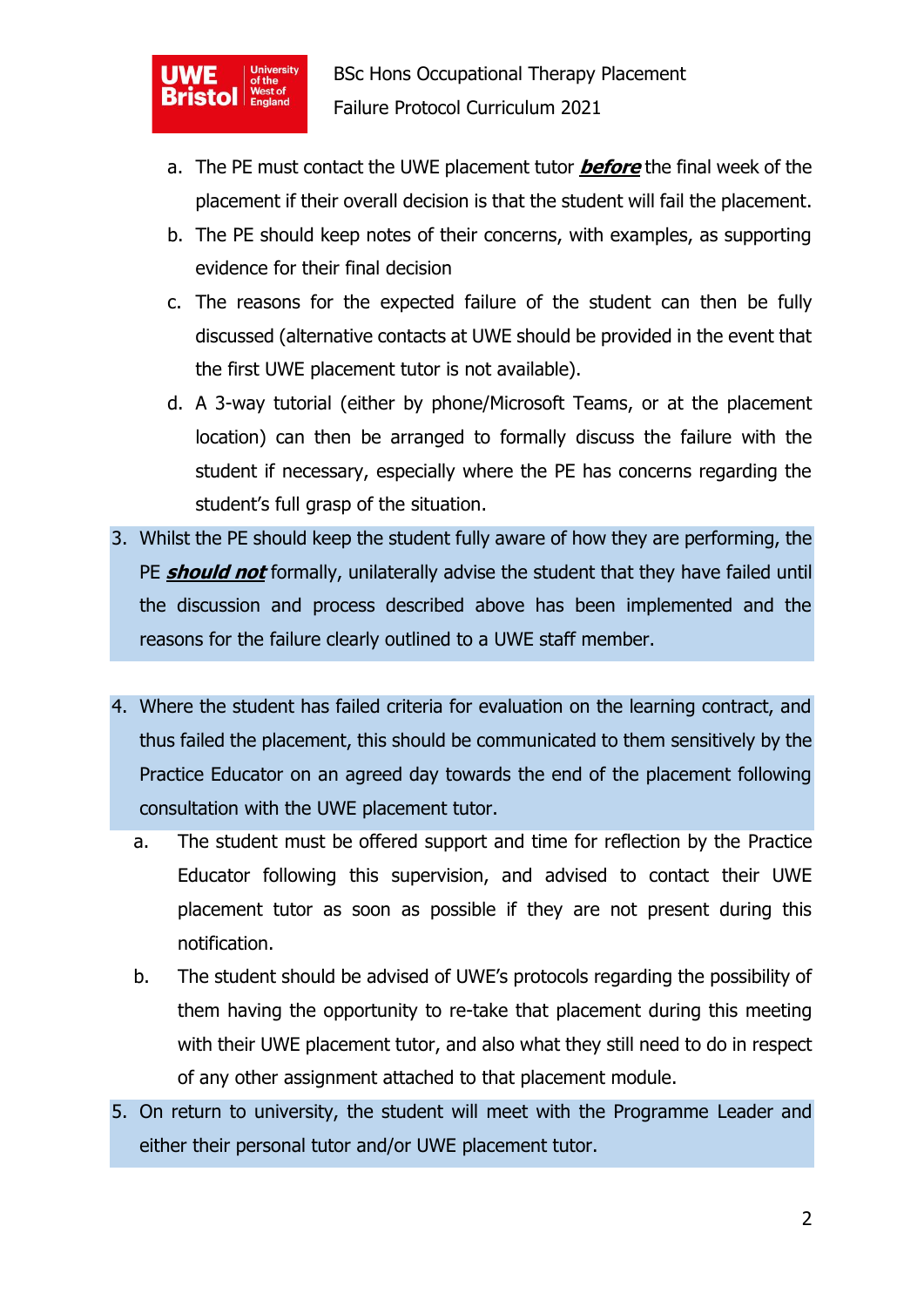a. The PE must contact the UWE placement tutor ***before*** the final week of the placement if their overall decision is that the student will fail the placement.
b. The PE should keep notes of their concerns, with examples, as supporting evidence for their final decision
c. The reasons for the expected failure of the student can then be fully discussed (alternative contacts at UWE should be provided in the event that the first UWE placement tutor is not available).
d. A 3-way tutorial (either by phone/Microsoft Teams, or at the placement location) can then be arranged to formally discuss the failure with the student if necessary, especially where the PE has concerns regarding the student's full grasp of the situation.

3. Whilst the PE should keep the student fully aware of how they are performing, the PE ***should not*** formally, unilaterally advise the student that they have failed until the discussion and process described above has been implemented and the reasons for the failure clearly outlined to a UWE staff member.

4. Where the student has failed criteria for evaluation on the learning contract, and thus failed the placement, this should be communicated to them sensitively by the Practice Educator on an agreed day towards the end of the placement following consultation with the UWE placement tutor.
   a. The student must be offered support and time for reflection by the Practice Educator following this supervision, and advised to contact their UWE placement tutor as soon as possible if they are not present during this notification.
   b. The student should be advised of UWE's protocols regarding the possibility of them having the opportunity to re-take that placement during this meeting with their UWE placement tutor, and also what they still need to do in respect of any other assignment attached to that placement module.
5. On return to university, the student will meet with the Programme Leader and either their personal tutor and/or UWE placement tutor.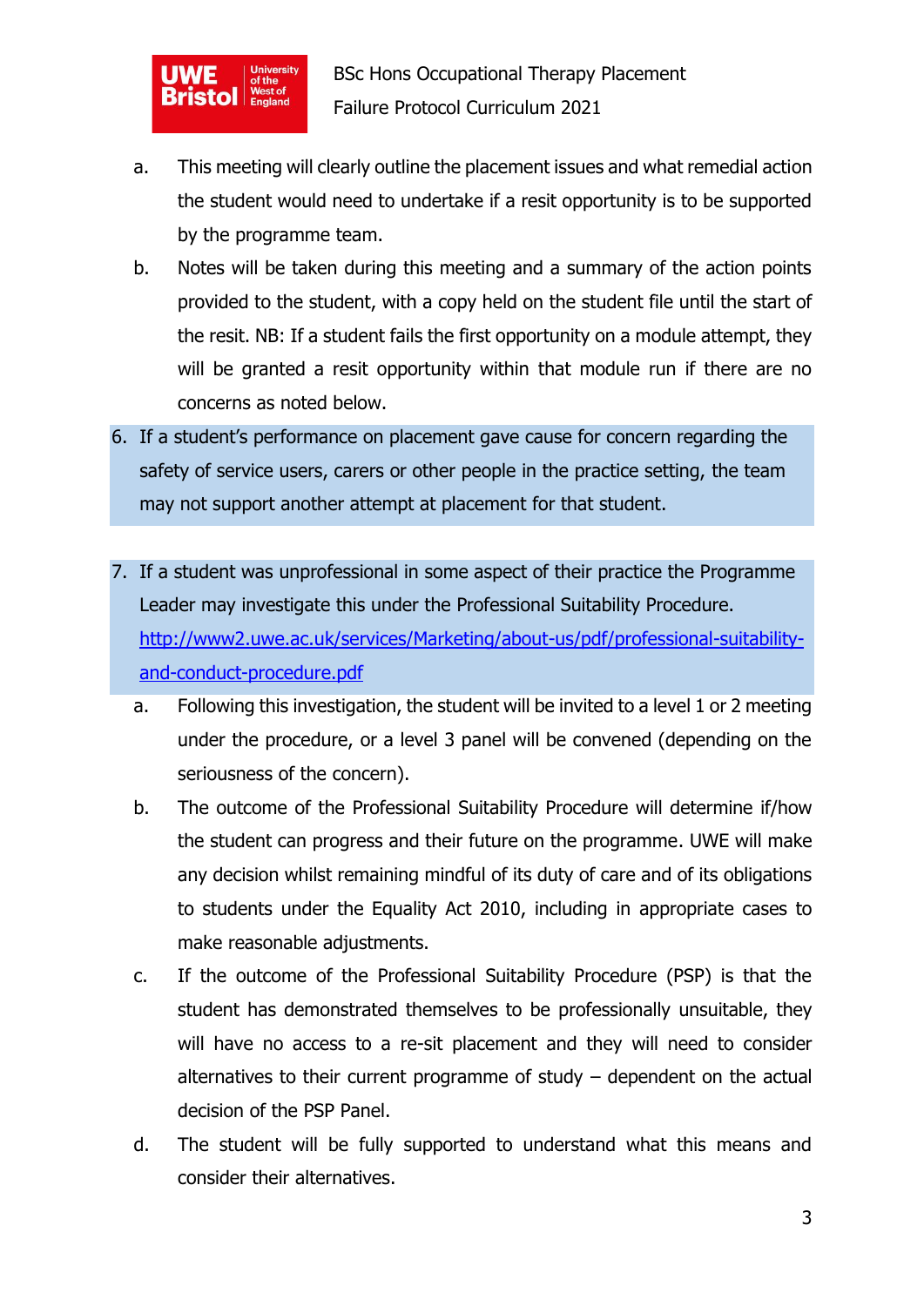a. This meeting will clearly outline the placement issues and what remedial action the student would need to undertake if a resit opportunity is to be supported by the programme team.

b. Notes will be taken during this meeting and a summary of the action points provided to the student, with a copy held on the student file until the start of the resit. NB: If a student fails the first opportunity on a module attempt, they will be granted a resit opportunity within that module run if there are no concerns as noted below.

6. If a student's performance on placement gave cause for concern regarding the safety of service users, carers or other people in the practice setting, the team may not support another attempt at placement for that student.

7. If a student was unprofessional in some aspect of their practice the Programme Leader may investigate this under the Professional Suitability Procedure. [http://www2.uwe.ac.uk/services/Marketing/about-us/pdf/professional-suitability-and-conduct-procedure.pdf](http://www2.uwe.ac.uk/services/Marketing/about-us/pdf/professional-suitability-and-conduct-procedure.pdf)

   a. Following this investigation, the student will be invited to a level 1 or 2 meeting under the procedure, or a level 3 panel will be convened (depending on the seriousness of the concern).

   b. The outcome of the Professional Suitability Procedure will determine if/how the student can progress and their future on the programme. UWE will make any decision whilst remaining mindful of its duty of care and of its obligations to students under the Equality Act 2010, including in appropriate cases to make reasonable adjustments.

   c. If the outcome of the Professional Suitability Procedure (PSP) is that the student has demonstrated themselves to be professionally unsuitable, they will have no access to a re-sit placement and they will need to consider alternatives to their current programme of study – dependent on the actual decision of the PSP Panel.

   d. The student will be fully supported to understand what this means and consider their alternatives.